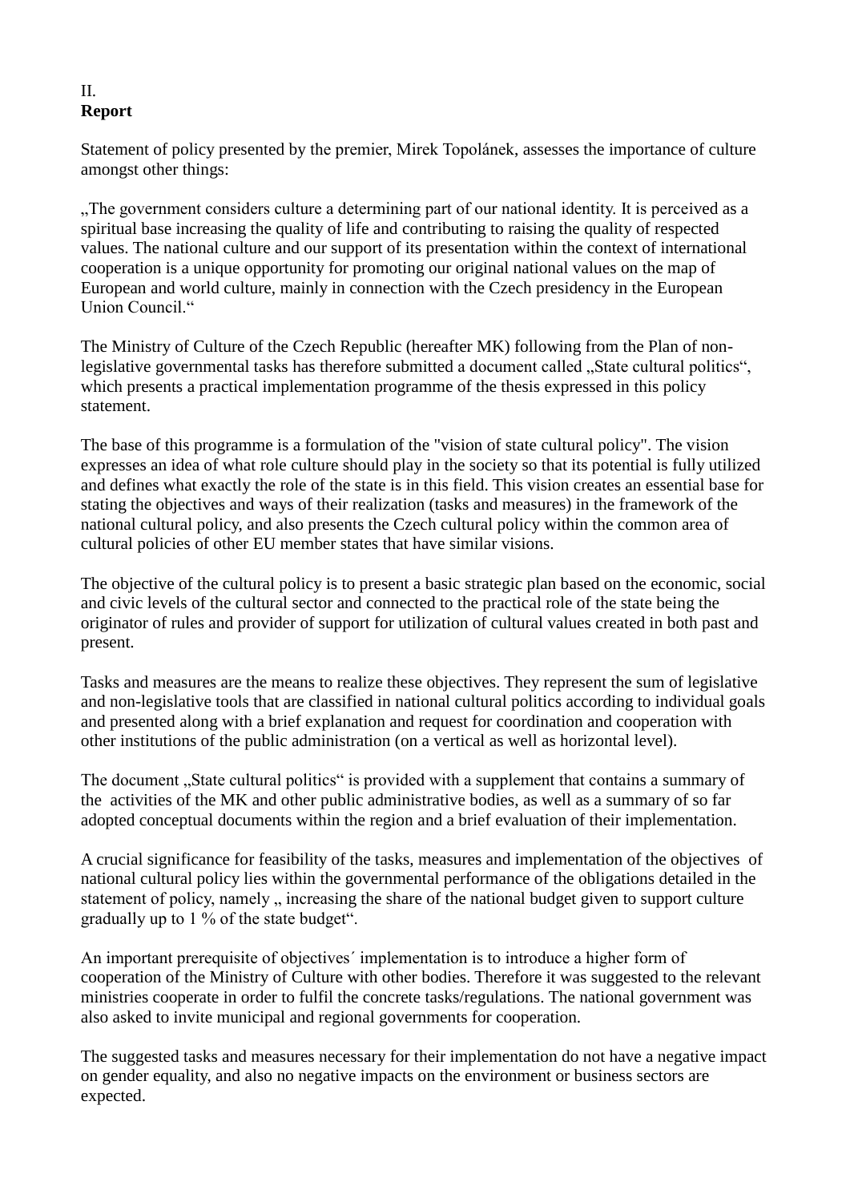II.
**Report**

Statement of policy presented by the premier, Mirek Topolánek, assesses the importance of culture amongst other things:

„The government considers culture a determining part of our national identity. It is perceived as a spiritual base increasing the quality of life and contributing to raising the quality of respected values. The national culture and our support of its presentation within the context of international cooperation is a unique opportunity for promoting our original national values on the map of European and world culture, mainly in connection with the Czech presidency in the European Union Council.“

The Ministry of Culture of the Czech Republic (hereafter MK) following from the Plan of non-legislative governmental tasks has therefore submitted a document called „State cultural politics“, which presents a practical implementation programme of the thesis expressed in this policy statement.

The base of this programme is a formulation of the "vision of state cultural policy". The vision expresses an idea of what role culture should play in the society so that its potential is fully utilized and defines what exactly the role of the state is in this field. This vision creates an essential base for stating the objectives and ways of their realization (tasks and measures) in the framework of the national cultural policy, and also presents the Czech cultural policy within the common area of cultural policies of other EU member states that have similar visions.

The objective of the cultural policy is to present a basic strategic plan based on the economic, social and civic levels of the cultural sector and connected to the practical role of the state being the originator of rules and provider of support for utilization of cultural values created in both past and present.

Tasks and measures are the means to realize these objectives. They represent the sum of legislative and non-legislative tools that are classified in national cultural politics according to individual goals and presented along with a brief explanation and request for coordination and cooperation with other institutions of the public administration (on a vertical as well as horizontal level).

The document „State cultural politics“ is provided with a supplement that contains a summary of the activities of the MK and other public administrative bodies, as well as a summary of so far adopted conceptual documents within the region and a brief evaluation of their implementation.

A crucial significance for feasibility of the tasks, measures and implementation of the objectives of national cultural policy lies within the governmental performance of the obligations detailed in the statement of policy, namely „ increasing the share of the national budget given to support culture gradually up to 1 % of the state budget“.

An important prerequisite of objectives´ implementation is to introduce a higher form of cooperation of the Ministry of Culture with other bodies. Therefore it was suggested to the relevant ministries cooperate in order to fulfil the concrete tasks/regulations. The national government was also asked to invite municipal and regional governments for cooperation.

The suggested tasks and measures necessary for their implementation do not have a negative impact on gender equality, and also no negative impacts on the environment or business sectors are expected.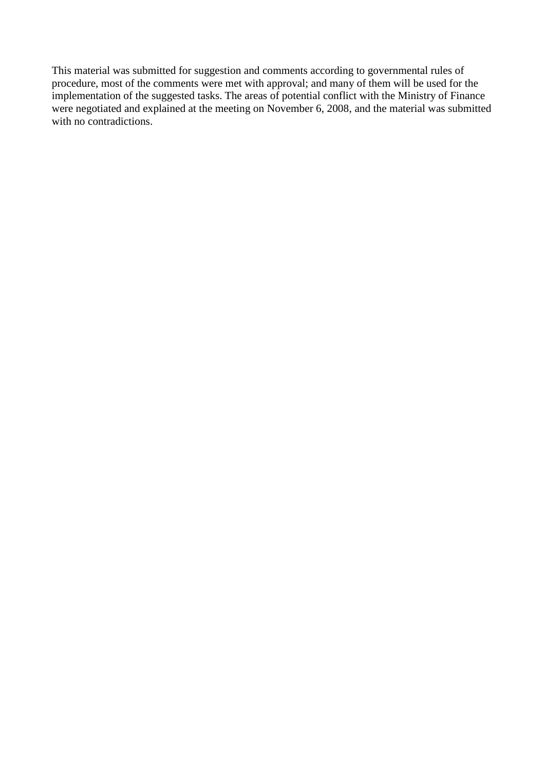This material was submitted for suggestion and comments according to governmental rules of procedure, most of the comments were met with approval; and many of them will be used for the implementation of the suggested tasks. The areas of potential conflict with the Ministry of Finance were negotiated and explained at the meeting on November 6, 2008, and the material was submitted with no contradictions.